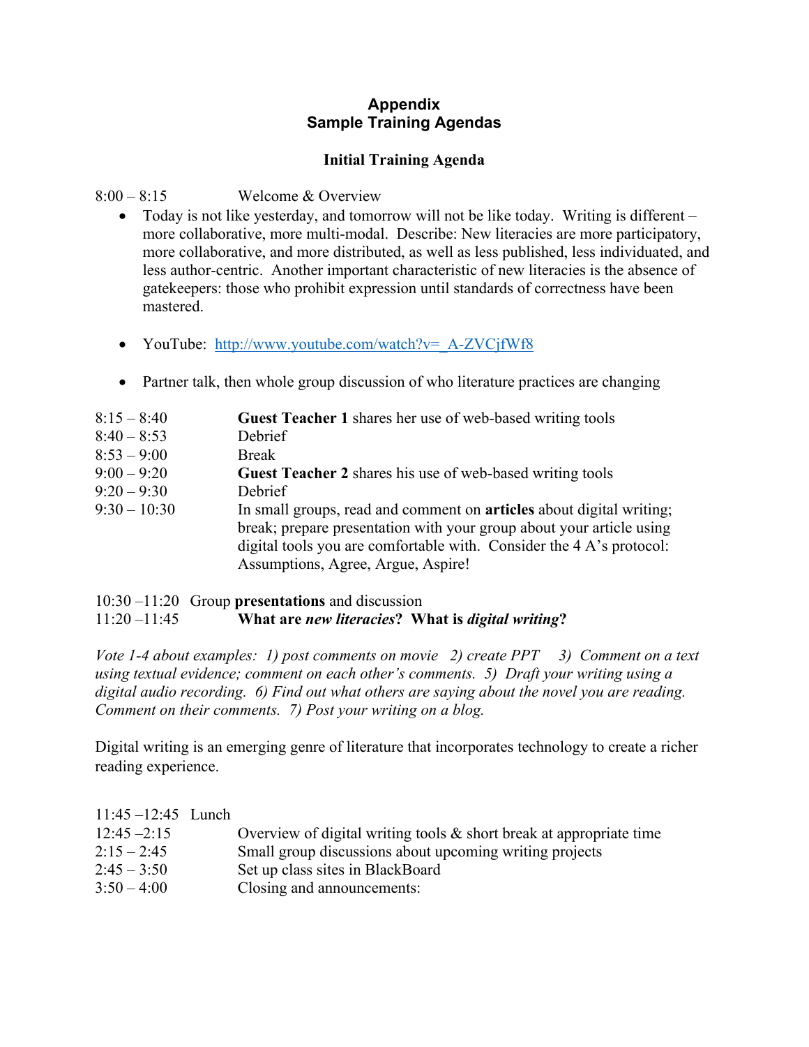# Appendix
# Sample Training Agendas

## Initial Training Agenda

8:00 – 8:15 Welcome & Overview

- Today is not like yesterday, and tomorrow will not be like today. Writing is different – more collaborative, more multi-modal. Describe: New literacies are more participatory, more collaborative, and more distributed, as well as less published, less individuated, and less author-centric. Another important characteristic of new literacies is the absence of gatekeepers: those who prohibit expression until standards of correctness have been mastered.

- YouTube: http://www.youtube.com/watch?v=_A-ZVCjfWf8

- Partner talk, then whole group discussion of who literature practices are changing

8:15 – 8:40 **Guest Teacher 1** shares her use of web-based writing tools
8:40 – 8:53 Debrief
8:53 – 9:00 Break
9:00 – 9:20 **Guest Teacher 2** shares his use of web-based writing tools
9:20 – 9:30 Debrief
9:30 – 10:30 In small groups, read and comment on **articles** about digital writing; break; prepare presentation with your group about your article using digital tools you are comfortable with. Consider the 4 A's protocol: Assumptions, Agree, Argue, Aspire!

10:30 –11:20 Group **presentations** and discussion
11:20 –11:45 **What are *new literacies*? What is *digital writing*?**

*Vote 1-4 about examples: 1) post comments on movie 2) create PPT 3) Comment on a text using textual evidence; comment on each other's comments. 5) Draft your writing using a digital audio recording. 6) Find out what others are saying about the novel you are reading. Comment on their comments. 7) Post your writing on a blog.*

Digital writing is an emerging genre of literature that incorporates technology to create a richer reading experience.

11:45 –12:45 Lunch
12:45 –2:15 Overview of digital writing tools & short break at appropriate time
2:15 – 2:45 Small group discussions about upcoming writing projects
2:45 – 3:50 Set up class sites in BlackBoard
3:50 – 4:00 Closing and announcements: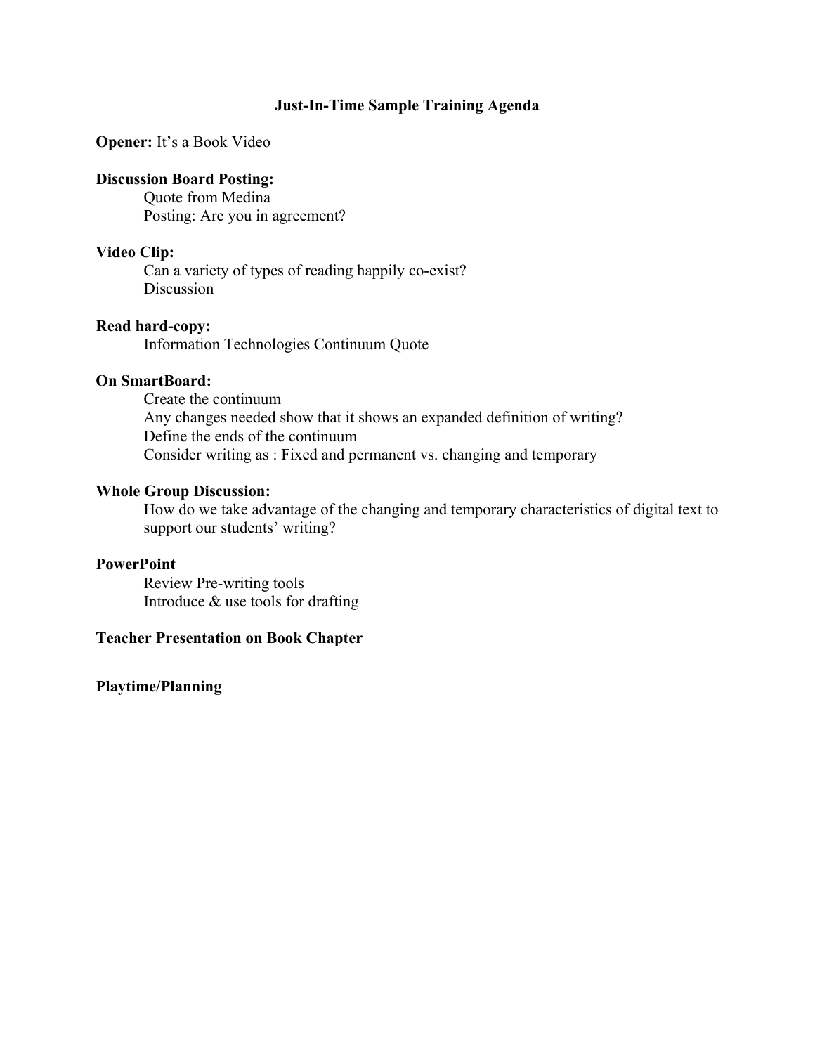# Just-In-Time Sample Training Agenda

**Opener:** It's a Book Video

**Discussion Board Posting:**

Quote from Medina
Posting: Are you in agreement?

**Video Clip:**

Can a variety of types of reading happily co-exist?
Discussion

**Read hard-copy:**

Information Technologies Continuum Quote

**On SmartBoard:**

Create the continuum
Any changes needed show that it shows an expanded definition of writing?
Define the ends of the continuum
Consider writing as : Fixed and permanent vs. changing and temporary

**Whole Group Discussion:**

How do we take advantage of the changing and temporary characteristics of digital text to support our students' writing?

**PowerPoint**

Review Pre-writing tools
Introduce & use tools for drafting

**Teacher Presentation on Book Chapter**

**Playtime/Planning**